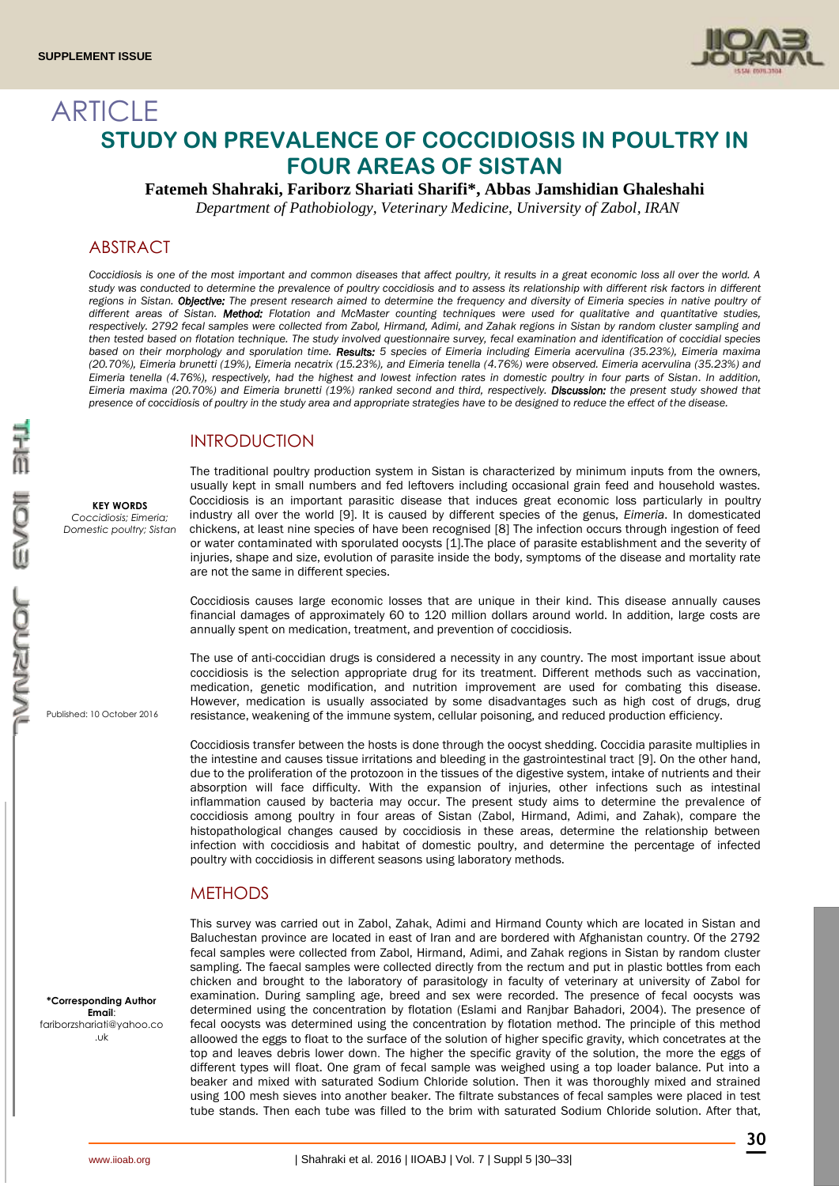SUPPLEMENT ISSUE

ARTICLE

# STUDY ON PREVALENCE OF COCCIDIOSIS IN POULTRY IN FOUR AREAS OF SISTAN

**Fatemeh Shahraki, Fariborz Shariati Sharifi*, Abbas Jamshidian Ghaleshahi**

*Department of Pathobiology, Veterinary Medicine, University of Zabol, IRAN*

## ABSTRACT

*Coccidiosis is one of the most important and common diseases that affect poultry, it results in a great economic loss all over the world. A study was conducted to determine the prevalence of poultry coccidiosis and to assess its relationship with different risk factors in different regions in Sistan.* ***Objective:*** *The present research aimed to determine the frequency and diversity of Eimeria species in native poultry of different areas of Sistan.* ***Method:*** *Flotation and McMaster counting techniques were used for qualitative and quantitative studies, respectively. 2792 fecal samples were collected from Zabol, Hirmand, Adimi, and Zahak regions in Sistan by random cluster sampling and then tested based on flotation technique. The study involved questionnaire survey, fecal examination and identification of coccidial species based on their morphology and sporulation time.* ***Results:*** *5 species of Eimeria including Eimeria acervulina (35.23%), Eimeria maxima (20.70%), Eimeria brunetti (19%), Eimeria necatrix (15.23%), and Eimeria tenella (4.76%) were observed. Eimeria acervulina (35.23%) and Eimeria tenella (4.76%), respectively, had the highest and lowest infection rates in domestic poultry in four parts of Sistan. In addition, Eimeria maxima (20.70%) and Eimeria brunetti (19%) ranked second and third, respectively.* ***Discussion:*** *the present study showed that presence of coccidiosis of poultry in the study area and appropriate strategies have to be designed to reduce the effect of the disease.*

**KEY WORDS**
*Coccidiosis; Eimeria; Domestic poultry; Sistan*

Published: 10 October 2016

**\*Corresponding Author**
**Email**: fariborzshariati@yahoo.co.uk

## INTRODUCTION

The traditional poultry production system in Sistan is characterized by minimum inputs from the owners, usually kept in small numbers and fed leftovers including occasional grain feed and household wastes. Coccidiosis is an important parasitic disease that induces great economic loss particularly in poultry industry all over the world [9]. It is caused by different species of the genus, *Eimeria*. In domesticated chickens, at least nine species of have been recognised [8] The infection occurs through ingestion of feed or water contaminated with sporulated oocysts [1].The place of parasite establishment and the severity of injuries, shape and size, evolution of parasite inside the body, symptoms of the disease and mortality rate are not the same in different species.

Coccidiosis causes large economic losses that are unique in their kind. This disease annually causes financial damages of approximately 60 to 120 million dollars around world. In addition, large costs are annually spent on medication, treatment, and prevention of coccidiosis.

The use of anti-coccidian drugs is considered a necessity in any country. The most important issue about coccidiosis is the selection appropriate drug for its treatment. Different methods such as vaccination, medication, genetic modification, and nutrition improvement are used for combating this disease. However, medication is usually associated by some disadvantages such as high cost of drugs, drug resistance, weakening of the immune system, cellular poisoning, and reduced production efficiency.

Coccidiosis transfer between the hosts is done through the oocyst shedding. Coccidia parasite multiplies in the intestine and causes tissue irritations and bleeding in the gastrointestinal tract [9]. On the other hand, due to the proliferation of the protozoon in the tissues of the digestive system, intake of nutrients and their absorption will face difficulty. With the expansion of injuries, other infections such as intestinal inflammation caused by bacteria may occur. The present study aims to determine the prevalence of coccidiosis among poultry in four areas of Sistan (Zabol, Hirmand, Adimi, and Zahak), compare the histopathological changes caused by coccidiosis in these areas, determine the relationship between infection with coccidiosis and habitat of domestic poultry, and determine the percentage of infected poultry with coccidiosis in different seasons using laboratory methods.

## METHODS

This survey was carried out in Zabol, Zahak, Adimi and Hirmand County which are located in Sistan and Baluchestan province are located in east of Iran and are bordered with Afghanistan country. Of the 2792 fecal samples were collected from Zabol, Hirmand, Adimi, and Zahak regions in Sistan by random cluster sampling. The faecal samples were collected directly from the rectum and put in plastic bottles from each chicken and brought to the laboratory of parasitology in faculty of veterinary at university of Zabol for examination. During sampling age, breed and sex were recorded. The presence of fecal oocysts was determined using the concentration by flotation (Eslami and Ranjbar Bahadori, 2004). The presence of fecal oocysts was determined using the concentration by flotation method. The principle of this method alloowed the eggs to float to the surface of the solution of higher specific gravity, which concetrates at the top and leaves debris lower down. The higher the specific gravity of the solution, the more the eggs of different types will float. One gram of fecal sample was weighed using a top loader balance. Put into a beaker and mixed with saturated Sodium Chloride solution. Then it was thoroughly mixed and strained using 100 mesh sieves into another beaker. The filtrate substances of fecal samples were placed in test tube stands. Then each tube was filled to the brim with saturated Sodium Chloride solution. After that,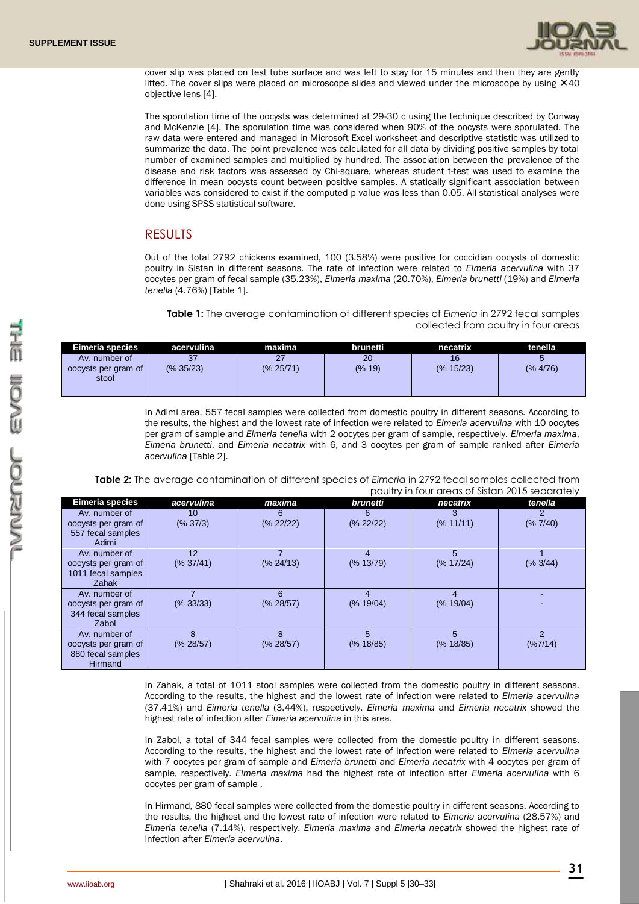cover slip was placed on test tube surface and was left to stay for 15 minutes and then they are gently lifted. The cover slips were placed on microscope slides and viewed under the microscope by using ×40 objective lens [4].

The sporulation time of the oocysts was determined at 29-30 c using the technique described by Conway and McKenzie [4]. The sporulation time was considered when 90% of the oocysts were sporulated. The raw data were entered and managed in Microsoft Excel worksheet and descriptive statistic was utilized to summarize the data. The point prevalence was calculated for all data by dividing positive samples by total number of examined samples and multiplied by hundred. The association between the prevalence of the disease and risk factors was assessed by Chi-square, whereas student t-test was used to examine the difference in mean oocysts count between positive samples. A statically significant association between variables was considered to exist if the computed p value was less than 0.05. All statistical analyses were done using SPSS statistical software.

## RESULTS

Out of the total 2792 chickens examined, 100 (3.58%) were positive for coccidian oocysts of domestic poultry in Sistan in different seasons. The rate of infection were related to *Eimeria acervulina* with 37 oocytes per gram of fecal sample (35.23%), *Eimeria maxima* (20.70%), *Eimeria brunetti* (19%) and *Eimeria tenella* (4.76%) [Table 1].

**Table 1:** The average contamination of different species of *Eimeria* in 2792 fecal samples collected from poultry in four areas

| Eimeria species | acervulina | maxima | brunetti | necatrix | tenella |
|---|---|---|---|---|---|
| Av. number of oocysts per gram of stool | 37 (% 35/23) | 27 (% 25/71) | 20 (% 19) | 16 (% 15/23) | 5 (% 4/76) |

In Adimi area, 557 fecal samples were collected from domestic poultry in different seasons. According to the results, the highest and the lowest rate of infection were related to *Eimeria acervulina* with 10 oocytes per gram of sample and *Eimeria tenella* with 2 oocytes per gram of sample, respectively. *Eimeria maxima*, *Eimeria brunetti*, and *Eimeria necatrix* with 6, and 3 oocytes per gram of sample ranked after *Eimeria acervulina* [Table 2].

**Table 2:** The average contamination of different species of *Eimeria* in 2792 fecal samples collected from poultry in four areas of Sistan 2015 separately

| Eimeria species | *acervulina* | *maxima* | *brunetti* | *necatrix* | *tenella* |
|---|---|---|---|---|---|
| Av. number of oocysts per gram of 557 fecal samples Adimi | 10 (% 37/3) | 6 (% 22/22) | 6 (% 22/22) | 3 (% 11/11) | 2 (% 7/40) |
| Av. number of oocysts per gram of 1011 fecal samples Zahak | 12 (% 37/41) | 7 (% 24/13) | 4 (% 13/79) | 5 (% 17/24) | 1 (% 3/44) |
| Av. number of oocysts per gram of 344 fecal samples Zabol | 7 (% 33/33) | 6 (% 28/57) | 4 (% 19/04) | 4 (% 19/04) | - - |
| Av. number of oocysts per gram of 880 fecal samples Hirmand | 8 (% 28/57) | 8 (% 28/57) | 5 (% 18/85) | 5 (% 18/85) | 2 (%7/14) |

In Zahak, a total of 1011 stool samples were collected from the domestic poultry in different seasons. According to the results, the highest and the lowest rate of infection were related to *Eimeria acervulina* (37.41%) and *Eimeria tenella* (3.44%), respectively. *Eimeria maxima* and *Eimeria necatrix* showed the highest rate of infection after *Eimeria acervulina* in this area.

In Zabol, a total of 344 fecal samples were collected from the domestic poultry in different seasons. According to the results, the highest and the lowest rate of infection were related to *Eimeria acervulina* with 7 oocytes per gram of sample and *Eimeria brunetti* and *Eimeria necatrix* with 4 oocytes per gram of sample, respectively. *Eimeria maxima* had the highest rate of infection after *Eimeria acervulina* with 6 oocytes per gram of sample .

In Hirmand, 880 fecal samples were collected from the domestic poultry in different seasons. According to the results, the highest and the lowest rate of infection were related to *Eimeria acervulina* (28.57%) and *Eimeria tenella* (7.14%), respectively. *Eimeria maxima* and *Eimeria necatrix* showed the highest rate of infection after *Eimeria acervulina*.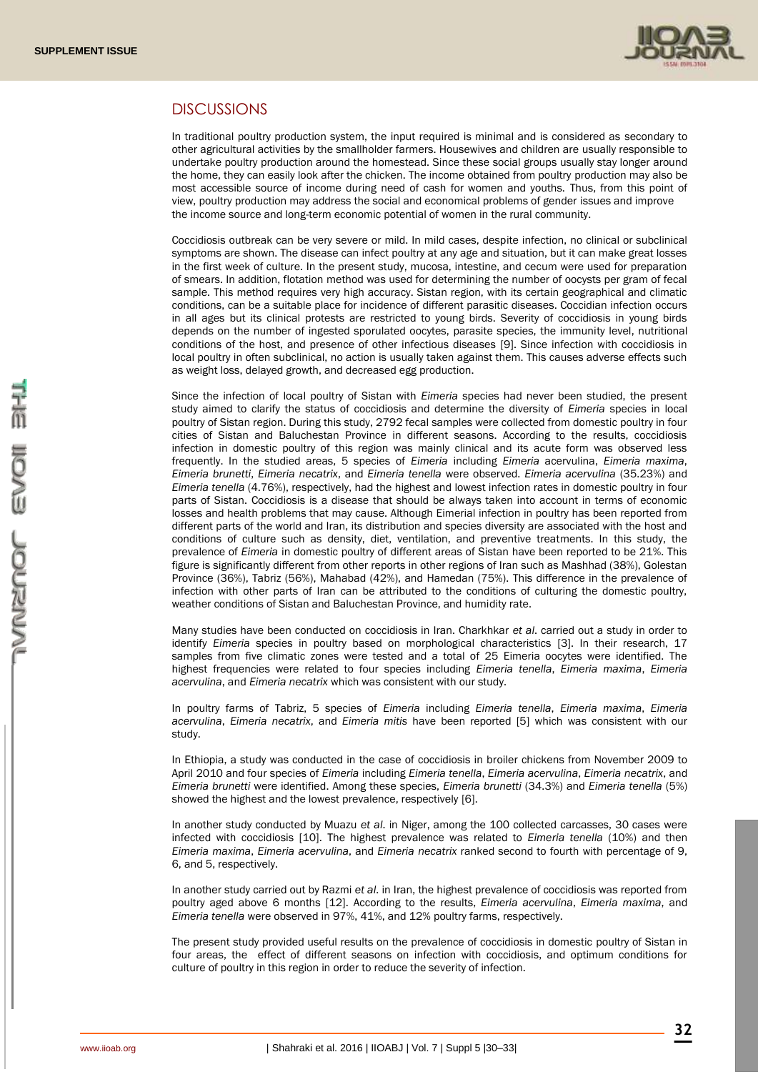## DISCUSSIONS

In traditional poultry production system, the input required is minimal and is considered as secondary to other agricultural activities by the smallholder farmers. Housewives and children are usually responsible to undertake poultry production around the homestead. Since these social groups usually stay longer around the home, they can easily look after the chicken. The income obtained from poultry production may also be most accessible source of income during need of cash for women and youths. Thus, from this point of view, poultry production may address the social and economical problems of gender issues and improve the income source and long-term economic potential of women in the rural community.

Coccidiosis outbreak can be very severe or mild. In mild cases, despite infection, no clinical or subclinical symptoms are shown. The disease can infect poultry at any age and situation, but it can make great losses in the first week of culture. In the present study, mucosa, intestine, and cecum were used for preparation of smears. In addition, flotation method was used for determining the number of oocysts per gram of fecal sample. This method requires very high accuracy. Sistan region, with its certain geographical and climatic conditions, can be a suitable place for incidence of different parasitic diseases. Coccidian infection occurs in all ages but its clinical protests are restricted to young birds. Severity of coccidiosis in young birds depends on the number of ingested sporulated oocytes, parasite species, the immunity level, nutritional conditions of the host, and presence of other infectious diseases [9]. Since infection with coccidiosis in local poultry in often subclinical, no action is usually taken against them. This causes adverse effects such as weight loss, delayed growth, and decreased egg production.

Since the infection of local poultry of Sistan with *Eimeria* species had never been studied, the present study aimed to clarify the status of coccidiosis and determine the diversity of *Eimeria* species in local poultry of Sistan region. During this study, 2792 fecal samples were collected from domestic poultry in four cities of Sistan and Baluchestan Province in different seasons. According to the results, coccidiosis infection in domestic poultry of this region was mainly clinical and its acute form was observed less frequently. In the studied areas, 5 species of *Eimeria* including *Eimeria* acervulina, *Eimeria maxima*, *Eimeria brunetti*, *Eimeria necatrix*, and *Eimeria tenella* were observed. *Eimeria acervulina* (35.23%) and *Eimeria tenella* (4.76%), respectively, had the highest and lowest infection rates in domestic poultry in four parts of Sistan. Coccidiosis is a disease that should be always taken into account in terms of economic losses and health problems that may cause. Although Eimerial infection in poultry has been reported from different parts of the world and Iran, its distribution and species diversity are associated with the host and conditions of culture such as density, diet, ventilation, and preventive treatments. In this study, the prevalence of *Eimeria* in domestic poultry of different areas of Sistan have been reported to be 21%. This figure is significantly different from other reports in other regions of Iran such as Mashhad (38%), Golestan Province (36%), Tabriz (56%), Mahabad (42%), and Hamedan (75%). This difference in the prevalence of infection with other parts of Iran can be attributed to the conditions of culturing the domestic poultry, weather conditions of Sistan and Baluchestan Province, and humidity rate.

Many studies have been conducted on coccidiosis in Iran. Charkhkhar *et al*. carried out a study in order to identify *Eimeria* species in poultry based on morphological characteristics [3]. In their research, 17 samples from five climatic zones were tested and a total of 25 Eimeria oocytes were identified. The highest frequencies were related to four species including *Eimeria tenella*, *Eimeria maxima*, *Eimeria acervulina*, and *Eimeria necatrix* which was consistent with our study.

In poultry farms of Tabriz, 5 species of *Eimeria* including *Eimeria tenella*, *Eimeria maxima*, *Eimeria acervulina*, *Eimeria necatrix*, and *Eimeria mitis* have been reported [5] which was consistent with our study.

In Ethiopia, a study was conducted in the case of coccidiosis in broiler chickens from November 2009 to April 2010 and four species of *Eimeria* including *Eimeria tenella*, *Eimeria acervulina*, *Eimeria necatrix*, and *Eimeria brunetti* were identified. Among these species, *Eimeria brunetti* (34.3%) and *Eimeria tenella* (5%) showed the highest and the lowest prevalence, respectively [6].

In another study conducted by Muazu *et al*. in Niger, among the 100 collected carcasses, 30 cases were infected with coccidiosis [10]. The highest prevalence was related to *Eimeria tenella* (10%) and then *Eimeria maxima*, *Eimeria acervulina*, and *Eimeria necatrix* ranked second to fourth with percentage of 9, 6, and 5, respectively.

In another study carried out by Razmi *et al*. in Iran, the highest prevalence of coccidiosis was reported from poultry aged above 6 months [12]. According to the results, *Eimeria acervulina*, *Eimeria maxima*, and *Eimeria tenella* were observed in 97%, 41%, and 12% poultry farms, respectively.

The present study provided useful results on the prevalence of coccidiosis in domestic poultry of Sistan in four areas, the effect of different seasons on infection with coccidiosis, and optimum conditions for culture of poultry in this region in order to reduce the severity of infection.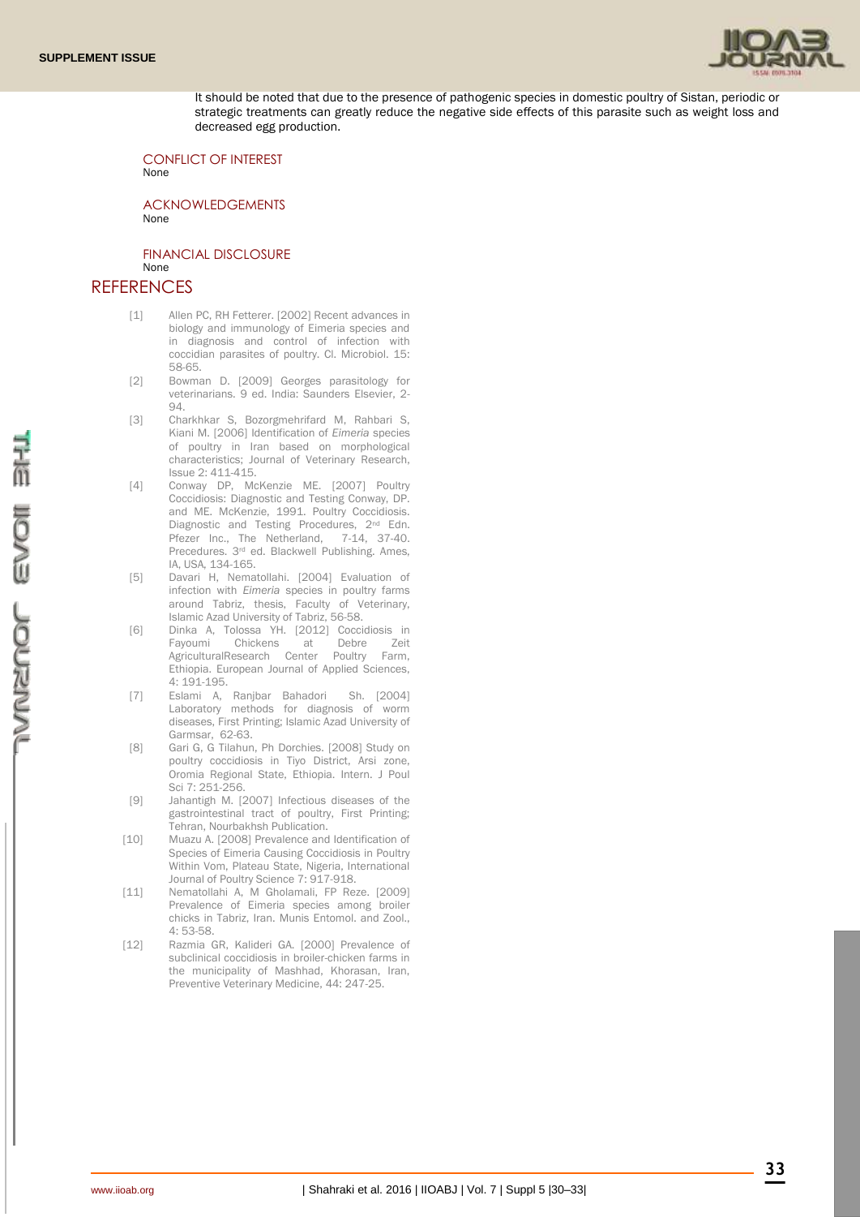It should be noted that due to the presence of pathogenic species in domestic poultry of Sistan, periodic or strategic treatments can greatly reduce the negative side effects of this parasite such as weight loss and decreased egg production.

### CONFLICT OF INTEREST

None

### ACKNOWLEDGEMENTS

None

### FINANCIAL DISCLOSURE

None

## REFERENCES

[1] Allen PC, RH Fetterer. [2002] Recent advances in biology and immunology of Eimeria species and in diagnosis and control of infection with coccidian parasites of poultry. Cl. Microbiol. 15: 58-65.

[2] Bowman D. [2009] Georges parasitology for veterinarians. 9 ed. India: Saunders Elsevier, 2-94.

[3] Charkhkar S, Bozorgmehrifard M, Rahbari S, Kiani M. [2006] Identification of *Eimeria* species of poultry in Iran based on morphological characteristics; Journal of Veterinary Research, Issue 2: 411-415.

[4] Conway DP, McKenzie ME. [2007] Poultry Coccidiosis: Diagnostic and Testing Conway, DP. and ME. McKenzie, 1991. Poultry Coccidiosis. Diagnostic and Testing Procedures, 2nd Edn. Pfezer Inc., The Netherland, 7-14, 37-40. Precedures. 3rd ed. Blackwell Publishing. Ames, IA, USA, 134-165.

[5] Davari H, Nematollahi. [2004] Evaluation of infection with *Eimeria* species in poultry farms around Tabriz, thesis, Faculty of Veterinary, Islamic Azad University of Tabriz, 56-58.

[6] Dinka A, Tolossa YH. [2012] Coccidiosis in Fayoumi Chickens at Debre Zeit AgriculturalResearch Center Poultry Farm, Ethiopia. European Journal of Applied Sciences, 4: 191-195.

[7] Eslami A, Ranjbar Bahadori Sh. [2004] Laboratory methods for diagnosis of worm diseases, First Printing; Islamic Azad University of Garmsar, 62-63.

[8] Gari G, G Tilahun, Ph Dorchies. [2008] Study on poultry coccidiosis in Tiyo District, Arsi zone, Oromia Regional State, Ethiopia. Intern. J Poul Sci 7: 251-256.

[9] Jahantigh M. [2007] Infectious diseases of the gastrointestinal tract of poultry, First Printing; Tehran, Nourbakhsh Publication.

[10] Muazu A. [2008] Prevalence and Identification of Species of Eimeria Causing Coccidiosis in Poultry Within Vom, Plateau State, Nigeria, International Journal of Poultry Science 7: 917-918.

[11] Nematollahi A, M Gholamali, FP Reze. [2009] Prevalence of Eimeria species among broiler chicks in Tabriz, Iran. Munis Entomol. and Zool., 4: 53-58.

[12] Razmia GR, Kalideri GA. [2000] Prevalence of subclinical coccidiosis in broiler-chicken farms in the municipality of Mashhad, Khorasan, Iran, Preventive Veterinary Medicine, 44: 247-25.